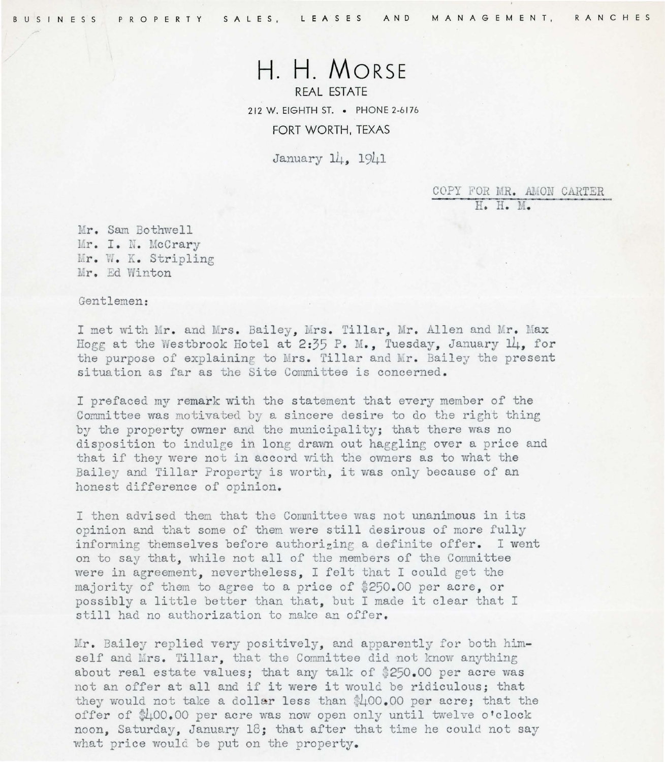BUSINESS PROPERTY SALES, LEASES AND MANAGEMENT, RANCHES

# H. H. MORSE

REAL ESTATE

212 W. EIGHTH ST. • PHONE 2-6176

FORT WORTH, TEXAS

January 14, 1941

COPY FOR MR. AMON CARTER
H. H. M.

Mr. Sam Bothwell
Mr. I. N. McCrary
Mr. W. K. Stripling
Mr. Ed Winton

Gentlemen:

I met with Mr. and Mrs. Bailey, Mrs. Tillar, Mr. Allen and Mr. Max Hogg at the Westbrook Hotel at 2:35 P. M., Tuesday, January 14, for the purpose of explaining to Mrs. Tillar and Mr. Bailey the present situation as far as the Site Committee is concerned.

I prefaced my remark with the statement that every member of the Committee was motivated by a sincere desire to do the right thing by the property owner and the municipality; that there was no disposition to indulge in long drawn out haggling over a price and that if they were not in accord with the owners as to what the Bailey and Tillar Property is worth, it was only because of an honest difference of opinion.

I then advised them that the Committee was not unanimous in its opinion and that some of them were still desirous of more fully informing themselves before authorizing a definite offer. I went on to say that, while not all of the members of the Committee were in agreement, nevertheless, I felt that I could get the majority of them to agree to a price of $250.00 per acre, or possibly a little better than that, but I made it clear that I still had no authorization to make an offer.

Mr. Bailey replied very positively, and apparently for both himself and Mrs. Tillar, that the Committee did not know anything about real estate values; that any talk of $250.00 per acre was not an offer at all and if it were it would be ridiculous; that they would not take a dollar less than $400.00 per acre; that the offer of $400.00 per acre was now open only until twelve o'clock noon, Saturday, January 18; that after that time he could not say what price would be put on the property.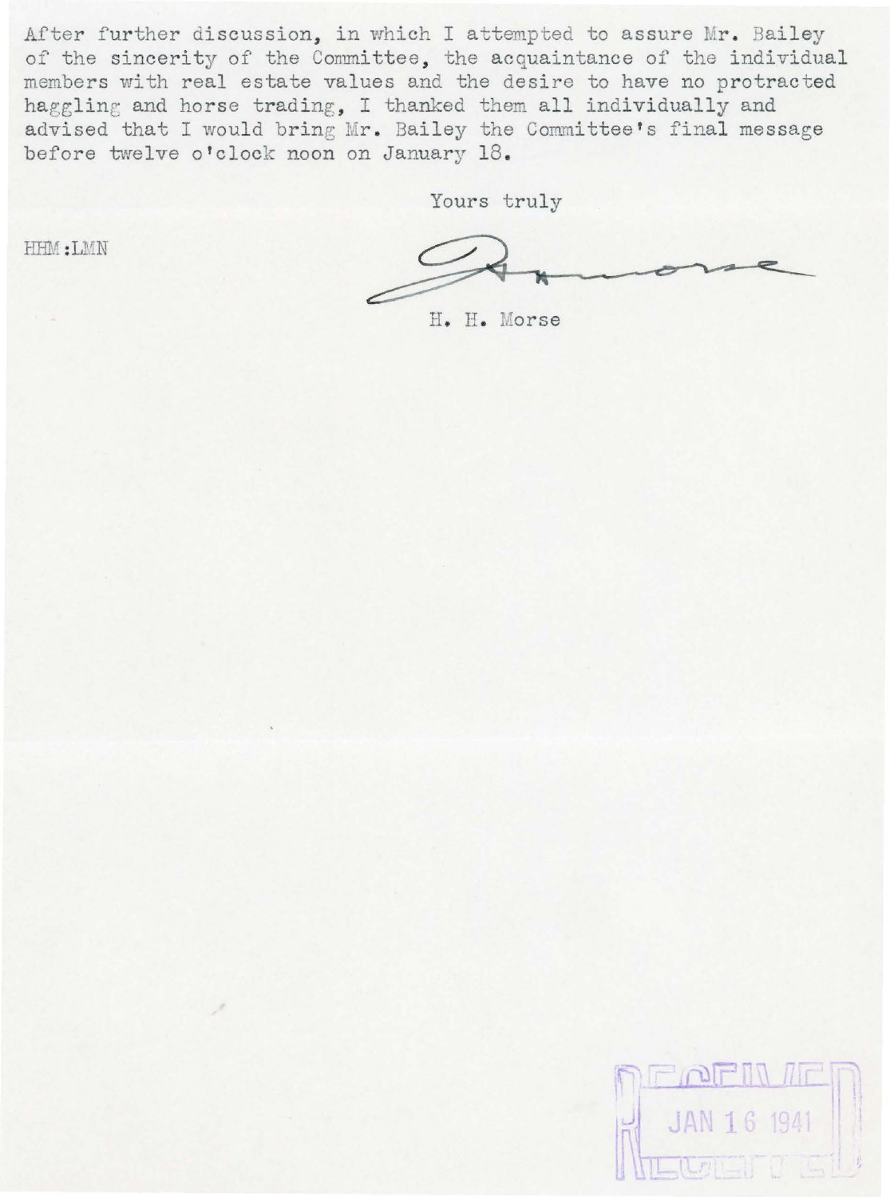After further discussion, in which I attempted to assure Mr. Bailey of the sincerity of the Committee, the acquaintance of the individual members with real estate values and the desire to have no protracted haggling and horse trading, I thanked them all individually and advised that I would bring Mr. Bailey the Committee's final message before twelve o'clock noon on January 18.

Yours truly

HHM:LMN

H. H. Morse

RECEIVED
JAN 16 1941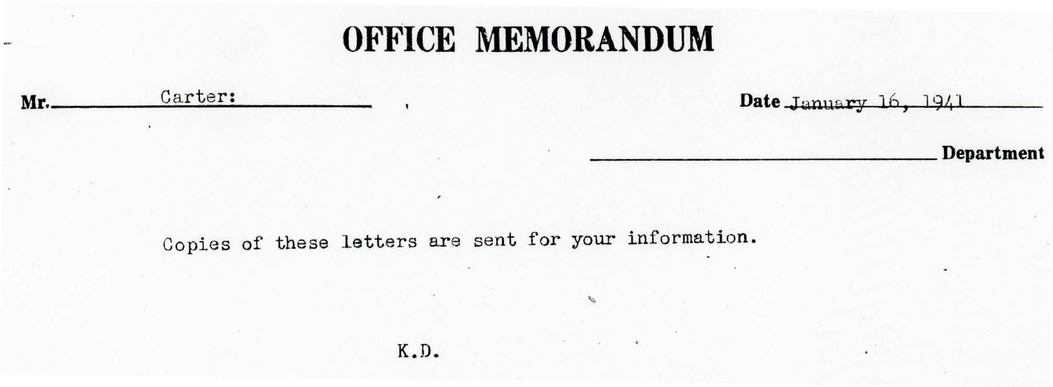# OFFICE MEMORANDUM

Mr. Carter:

Date January 16, 1941

_______________ Department

Copies of these letters are sent for your information.

K.D.